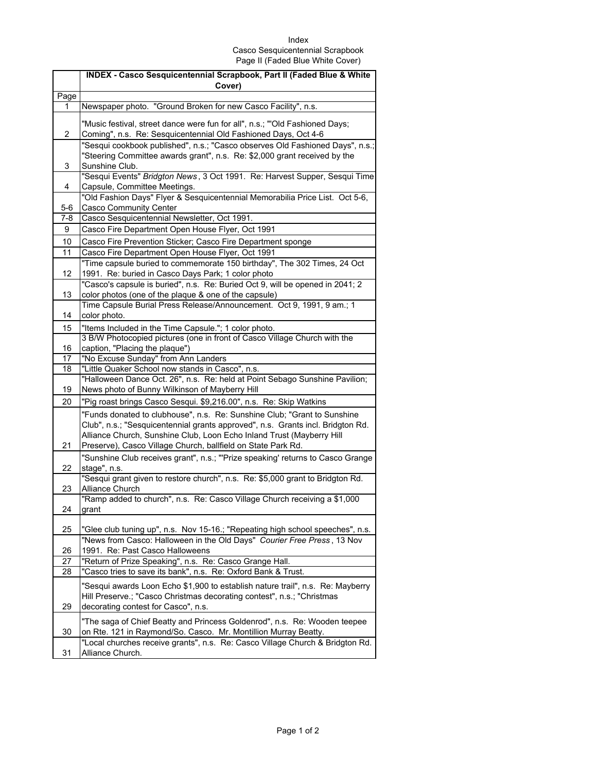Index
Casco Sesquicentennial Scrapbook
Page II (Faded Blue White Cover)

| Page | INDEX - Casco Sesquicentennial Scrapbook, Part II (Faded Blue & White Cover) |
|---|---|
| 1 | Newspaper photo. "Ground Broken for new Casco Facility", n.s. |
| 2 | "Music festival, street dance were fun for all", n.s.; "'Old Fashioned Days; Coming", n.s. Re: Sesquicentennial Old Fashioned Days, Oct 4-6 |
| 3 | "Sesqui cookbook published", n.s.; "Casco observes Old Fashioned Days", n.s.; "Steering Committee awards grant", n.s. Re: $2,000 grant received by the Sunshine Club. |
| 4 | "Sesqui Events" *Bridgton News*, 3 Oct 1991. Re: Harvest Supper, Sesqui Time Capsule, Committee Meetings. |
| 5-6 | "Old Fashion Days" Flyer & Sesquicentennial Memorabilia Price List. Oct 5-6, Casco Community Center |
| 7-8 | Casco Sesquicentennial Newsletter, Oct 1991. |
| 9 | Casco Fire Department Open House Flyer, Oct 1991 |
| 10 | Casco Fire Prevention Sticker; Casco Fire Department sponge |
| 11 | Casco Fire Department Open House Flyer, Oct 1991 |
| 12 | "Time capsule buried to commemorate 150 birthday", The 302 Times, 24 Oct 1991. Re: buried in Casco Days Park; 1 color photo |
| 13 | "Casco's capsule is buried", n.s. Re: Buried Oct 9, will be opened in 2041; 2 color photos (one of the plaque & one of the capsule) |
| 14 | Time Capsule Burial Press Release/Announcement. Oct 9, 1991, 9 am.; 1 color photo. |
| 15 | "Items Included in the Time Capsule."; 1 color photo. |
| 16 | 3 B/W Photocopied pictures (one in front of Casco Village Church with the caption, "Placing the plaque") |
| 17 | "No Excuse Sunday" from Ann Landers |
| 18 | "Little Quaker School now stands in Casco", n.s. |
| 19 | "Halloween Dance Oct. 26", n.s. Re: held at Point Sebago Sunshine Pavilion; News photo of Bunny Wilkinson of Mayberry Hill |
| 20 | "Pig roast brings Casco Sesqui. $9,216.00", n.s. Re: Skip Watkins |
| 21 | "Funds donated to clubhouse", n.s. Re: Sunshine Club; "Grant to Sunshine Club", n.s.; "Sesquicentennial grants approved", n.s. Grants incl. Bridgton Rd. Alliance Church, Sunshine Club, Loon Echo Inland Trust (Mayberry Hill Preserve), Casco Village Church, ballfield on State Park Rd. |
| 22 | "Sunshine Club receives grant", n.s.; "'Prize speaking' returns to Casco Grange stage", n.s. |
| 23 | "Sesqui grant given to restore church", n.s. Re: $5,000 grant to Bridgton Rd. Alliance Church |
| 24 | "Ramp added to church", n.s. Re: Casco Village Church receiving a $1,000 grant |
| 25 | "Glee club tuning up", n.s. Nov 15-16.; "Repeating high school speeches", n.s. |
| 26 | "News from Casco: Halloween in the Old Days" *Courier Free Press*, 13 Nov 1991. Re: Past Casco Halloweens |
| 27 | "Return of Prize Speaking", n.s. Re: Casco Grange Hall. |
| 28 | "Casco tries to save its bank", n.s. Re: Oxford Bank & Trust. |
| 29 | "Sesqui awards Loon Echo $1,900 to establish nature trail", n.s. Re: Mayberry Hill Preserve.; "Casco Christmas decorating contest", n.s.; "Christmas decorating contest for Casco", n.s. |
| 30 | "The saga of Chief Beatty and Princess Goldenrod", n.s. Re: Wooden teepee on Rte. 121 in Raymond/So. Casco. Mr. Montillion Murray Beatty. |
| 31 | "Local churches receive grants", n.s. Re: Casco Village Church & Bridgton Rd. Alliance Church. |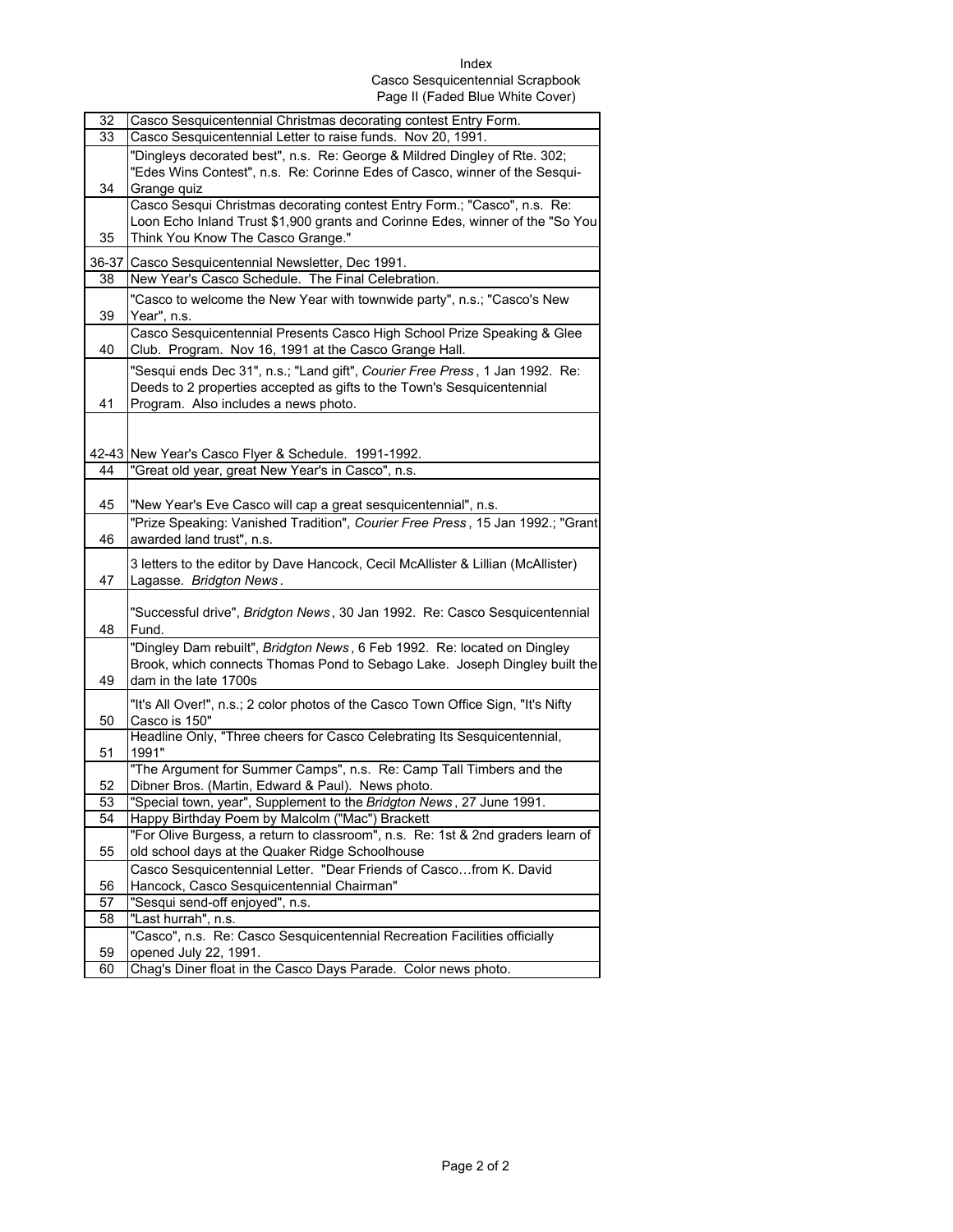Index
Casco Sesquicentennial Scrapbook
Page II (Faded Blue White Cover)

| | |
|---|---|
| 32 | Casco Sesquicentennial Christmas decorating contest Entry Form. |
| 33 | Casco Sesquicentennial Letter to raise funds. Nov 20, 1991. |
| 34 | "Dingleys decorated best", n.s. Re: George & Mildred Dingley of Rte. 302; "Edes Wins Contest", n.s. Re: Corinne Edes of Casco, winner of the Sesqui-Grange quiz |
| 35 | Casco Sesqui Christmas decorating contest Entry Form.; "Casco", n.s. Re: Loon Echo Inland Trust $1,900 grants and Corinne Edes, winner of the "So You Think You Know The Casco Grange." |
| 36-37 | Casco Sesquicentennial Newsletter, Dec 1991. |
| 38 | New Year's Casco Schedule. The Final Celebration. |
| 39 | "Casco to welcome the New Year with townwide party", n.s.; "Casco's New Year", n.s. |
| 40 | Casco Sesquicentennial Presents Casco High School Prize Speaking & Glee Club. Program. Nov 16, 1991 at the Casco Grange Hall. |
| 41 | "Sesqui ends Dec 31", n.s.; "Land gift", *Courier Free Press*, 1 Jan 1992. Re: Deeds to 2 properties accepted as gifts to the Town's Sesquicentennial Program. Also includes a news photo. |
| 42-43 | New Year's Casco Flyer & Schedule. 1991-1992. |
| 44 | "Great old year, great New Year's in Casco", n.s. |
| 45 | "New Year's Eve Casco will cap a great sesquicentennial", n.s. |
| 46 | "Prize Speaking: Vanished Tradition", *Courier Free Press*, 15 Jan 1992.; "Grant awarded land trust", n.s. |
| 47 | 3 letters to the editor by Dave Hancock, Cecil McAllister & Lillian (McAllister) Lagasse. *Bridgton News*. |
| 48 | "Successful drive", *Bridgton News*, 30 Jan 1992. Re: Casco Sesquicentennial Fund. |
| 49 | "Dingley Dam rebuilt", *Bridgton News*, 6 Feb 1992. Re: located on Dingley Brook, which connects Thomas Pond to Sebago Lake. Joseph Dingley built the dam in the late 1700s |
| 50 | "It's All Over!", n.s.; 2 color photos of the Casco Town Office Sign, "It's Nifty Casco is 150" |
| 51 | Headline Only, "Three cheers for Casco Celebrating Its Sesquicentennial, 1991" |
| 52 | "The Argument for Summer Camps", n.s. Re: Camp Tall Timbers and the Dibner Bros. (Martin, Edward & Paul). News photo. |
| 53 | "Special town, year", Supplement to the *Bridgton News*, 27 June 1991. |
| 54 | Happy Birthday Poem by Malcolm ("Mac") Brackett |
| 55 | "For Olive Burgess, a return to classroom", n.s. Re: 1st & 2nd graders learn of old school days at the Quaker Ridge Schoolhouse |
| 56 | Casco Sesquicentennial Letter. "Dear Friends of Casco…from K. David Hancock, Casco Sesquicentennial Chairman" |
| 57 | "Sesqui send-off enjoyed", n.s. |
| 58 | "Last hurrah", n.s. |
| 59 | "Casco", n.s. Re: Casco Sesquicentennial Recreation Facilities officially opened July 22, 1991. |
| 60 | Chag's Diner float in the Casco Days Parade. Color news photo. |